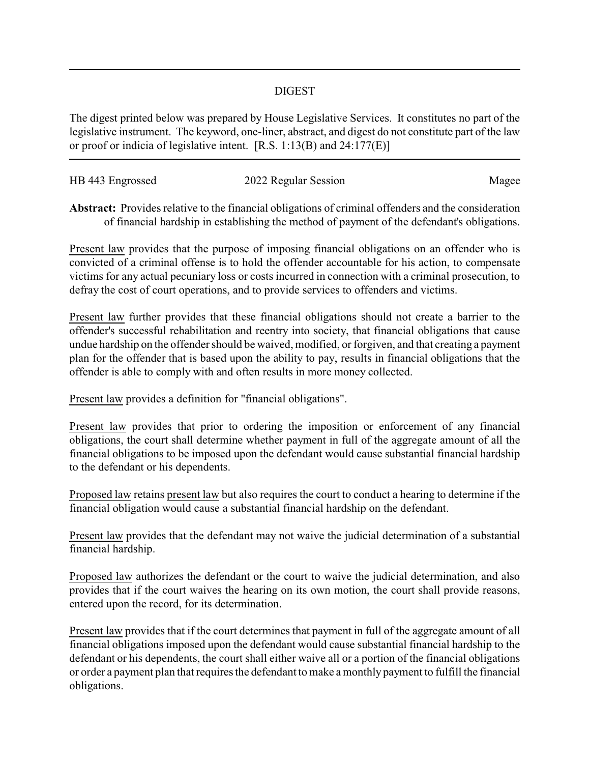# DIGEST

The digest printed below was prepared by House Legislative Services. It constitutes no part of the legislative instrument. The keyword, one-liner, abstract, and digest do not constitute part of the law or proof or indicia of legislative intent. [R.S. 1:13(B) and 24:177(E)]

---

HB 443 Engrossed    2022 Regular Session    Magee

**Abstract:** Provides relative to the financial obligations of criminal offenders and the consideration of financial hardship in establishing the method of payment of the defendant's obligations.

Present law provides that the purpose of imposing financial obligations on an offender who is convicted of a criminal offense is to hold the offender accountable for his action, to compensate victims for any actual pecuniary loss or costs incurred in connection with a criminal prosecution, to defray the cost of court operations, and to provide services to offenders and victims.

Present law further provides that these financial obligations should not create a barrier to the offender's successful rehabilitation and reentry into society, that financial obligations that cause undue hardship on the offender should be waived, modified, or forgiven, and that creating a payment plan for the offender that is based upon the ability to pay, results in financial obligations that the offender is able to comply with and often results in more money collected.

Present law provides a definition for "financial obligations".

Present law provides that prior to ordering the imposition or enforcement of any financial obligations, the court shall determine whether payment in full of the aggregate amount of all the financial obligations to be imposed upon the defendant would cause substantial financial hardship to the defendant or his dependents.

Proposed law retains present law but also requires the court to conduct a hearing to determine if the financial obligation would cause a substantial financial hardship on the defendant.

Present law provides that the defendant may not waive the judicial determination of a substantial financial hardship.

Proposed law authorizes the defendant or the court to waive the judicial determination, and also provides that if the court waives the hearing on its own motion, the court shall provide reasons, entered upon the record, for its determination.

Present law provides that if the court determines that payment in full of the aggregate amount of all financial obligations imposed upon the defendant would cause substantial financial hardship to the defendant or his dependents, the court shall either waive all or a portion of the financial obligations or order a payment plan that requires the defendant to make a monthly payment to fulfill the financial obligations.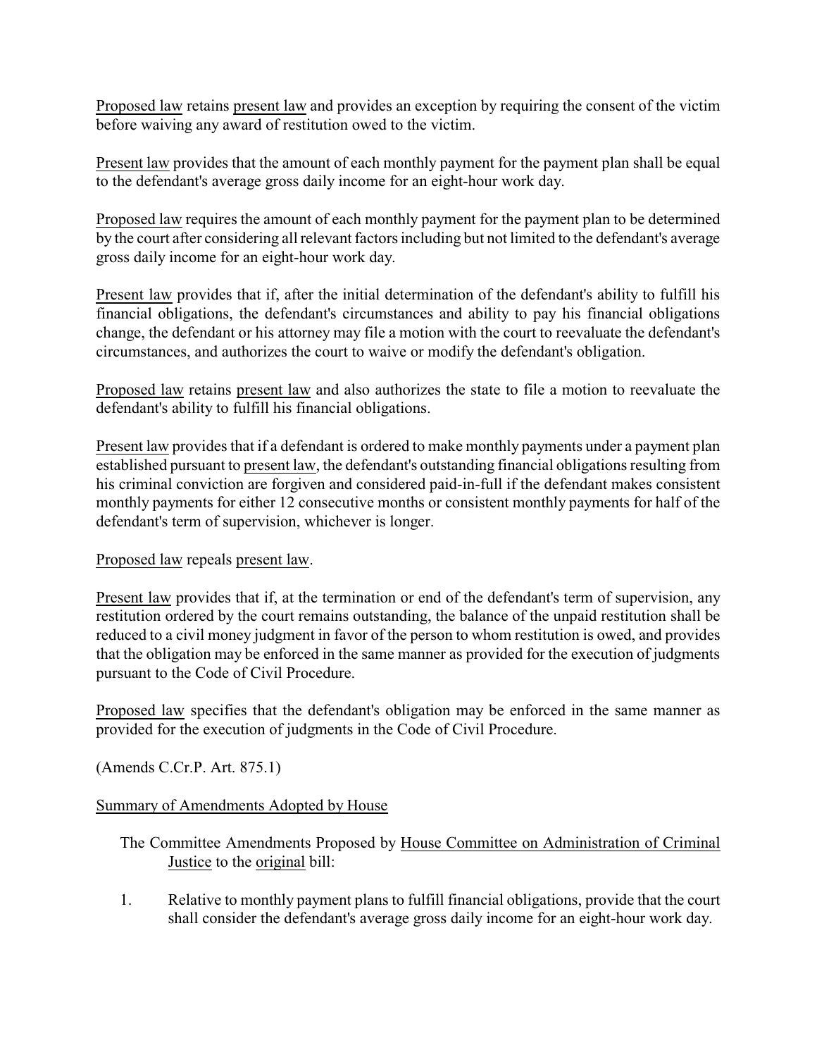Proposed law retains present law and provides an exception by requiring the consent of the victim before waiving any award of restitution owed to the victim.

Present law provides that the amount of each monthly payment for the payment plan shall be equal to the defendant's average gross daily income for an eight-hour work day.

Proposed law requires the amount of each monthly payment for the payment plan to be determined by the court after considering all relevant factors including but not limited to the defendant's average gross daily income for an eight-hour work day.

Present law provides that if, after the initial determination of the defendant's ability to fulfill his financial obligations, the defendant's circumstances and ability to pay his financial obligations change, the defendant or his attorney may file a motion with the court to reevaluate the defendant's circumstances, and authorizes the court to waive or modify the defendant's obligation.

Proposed law retains present law and also authorizes the state to file a motion to reevaluate the defendant's ability to fulfill his financial obligations.

Present law provides that if a defendant is ordered to make monthly payments under a payment plan established pursuant to present law, the defendant's outstanding financial obligations resulting from his criminal conviction are forgiven and considered paid-in-full if the defendant makes consistent monthly payments for either 12 consecutive months or consistent monthly payments for half of the defendant's term of supervision, whichever is longer.

Proposed law repeals present law.

Present law provides that if, at the termination or end of the defendant's term of supervision, any restitution ordered by the court remains outstanding, the balance of the unpaid restitution shall be reduced to a civil money judgment in favor of the person to whom restitution is owed, and provides that the obligation may be enforced in the same manner as provided for the execution of judgments pursuant to the Code of Civil Procedure.

Proposed law specifies that the defendant's obligation may be enforced in the same manner as provided for the execution of judgments in the Code of Civil Procedure.

(Amends C.Cr.P. Art. 875.1)

Summary of Amendments Adopted by House

The Committee Amendments Proposed by House Committee on Administration of Criminal Justice to the original bill:

1. Relative to monthly payment plans to fulfill financial obligations, provide that the court shall consider the defendant's average gross daily income for an eight-hour work day.